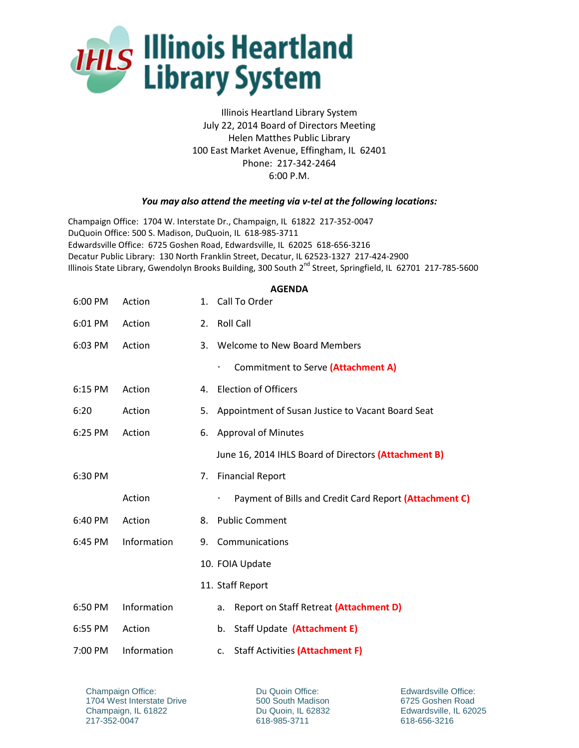# Illinois Heartland Library System

Illinois Heartland Library System
July 22, 2014 Board of Directors Meeting
Helen Matthes Public Library
100 East Market Avenue, Effingham, IL 62401
Phone: 217-342-2464
6:00 P.M.

***You may also attend the meeting via v-tel at the following locations:***

Champaign Office: 1704 W. Interstate Dr., Champaign, IL 61822 217-352-0047
DuQuoin Office: 500 S. Madison, DuQuoin, IL 618-985-3711
Edwardsville Office: 6725 Goshen Road, Edwardsville, IL 62025 618-656-3216
Decatur Public Library: 130 North Franklin Street, Decatur, IL 62523-1327 217-424-2900
Illinois State Library, Gwendolyn Brooks Building, 300 South 2nd Street, Springfield, IL 62701 217-785-5600

## AGENDA

| Time | Type | Item |
|---|---|---|
| 6:00 PM | Action | 1. Call To Order |
| 6:01 PM | Action | 2. Roll Call |
| 6:03 PM | Action | 3. Welcome to New Board Members |
| | | · Commitment to Serve **(Attachment A)** |
| 6:15 PM | Action | 4. Election of Officers |
| 6:20 | Action | 5. Appointment of Susan Justice to Vacant Board Seat |
| 6:25 PM | Action | 6. Approval of Minutes |
| | | June 16, 2014 IHLS Board of Directors **(Attachment B)** |
| 6:30 PM | | 7. Financial Report |
| | Action | · Payment of Bills and Credit Card Report **(Attachment C)** |
| 6:40 PM | Action | 8. Public Comment |
| 6:45 PM | Information | 9. Communications |
| | | 10. FOIA Update |
| | | 11. Staff Report |
| 6:50 PM | Information | a. Report on Staff Retreat **(Attachment D)** |
| 6:55 PM | Action | b. Staff Update **(Attachment E)** |
| 7:00 PM | Information | c. Staff Activities **(Attachment F)** |

Champaign Office:
1704 West Interstate Drive
Champaign, IL 61822
217-352-0047

Du Quoin Office:
500 South Madison
Du Quoin, IL 62832
618-985-3711

Edwardsville Office:
6725 Goshen Road
Edwardsville, IL 62025
618-656-3216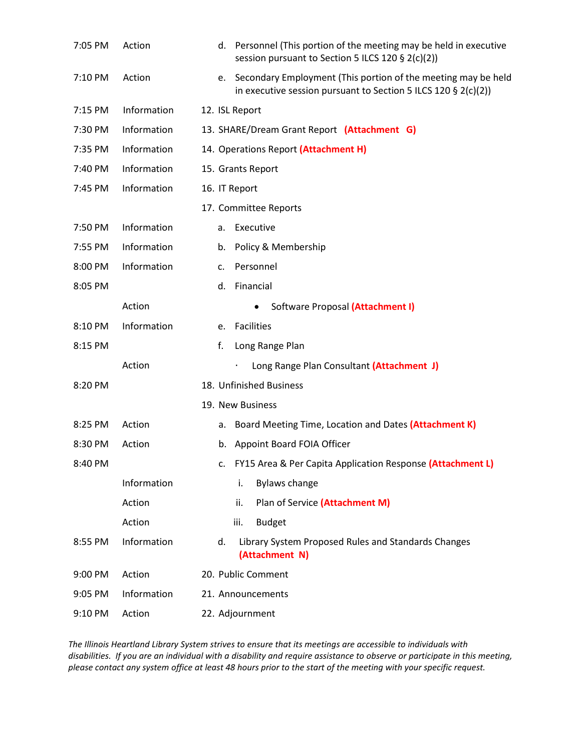| | | |
|---|---|---|
| 7:05 PM | Action | d. Personnel (This portion of the meeting may be held in executive session pursuant to Section 5 ILCS 120 § 2(c)(2)) |
| 7:10 PM | Action | e. Secondary Employment (This portion of the meeting may be held in executive session pursuant to Section 5 ILCS 120 § 2(c)(2)) |
| 7:15 PM | Information | 12. ISL Report |
| 7:30 PM | Information | 13. SHARE/Dream Grant Report **(Attachment G)** |
| 7:35 PM | Information | 14. Operations Report **(Attachment H)** |
| 7:40 PM | Information | 15. Grants Report |
| 7:45 PM | Information | 16. IT Report |
| | | 17. Committee Reports |
| 7:50 PM | Information | a. Executive |
| 7:55 PM | Information | b. Policy & Membership |
| 8:00 PM | Information | c. Personnel |
| 8:05 PM | | d. Financial |
| | Action | • Software Proposal **(Attachment I)** |
| 8:10 PM | Information | e. Facilities |
| 8:15 PM | | f. Long Range Plan |
| | Action | · Long Range Plan Consultant **(Attachment J)** |
| 8:20 PM | | 18. Unfinished Business |
| | | 19. New Business |
| 8:25 PM | Action | a. Board Meeting Time, Location and Dates **(Attachment K)** |
| 8:30 PM | Action | b. Appoint Board FOIA Officer |
| 8:40 PM | | c. FY15 Area & Per Capita Application Response **(Attachment L)** |
| | Information | i. Bylaws change |
| | Action | ii. Plan of Service **(Attachment M)** |
| | Action | iii. Budget |
| 8:55 PM | Information | d. Library System Proposed Rules and Standards Changes **(Attachment N)** |
| 9:00 PM | Action | 20. Public Comment |
| 9:05 PM | Information | 21. Announcements |
| 9:10 PM | Action | 22. Adjournment |

*The Illinois Heartland Library System strives to ensure that its meetings are accessible to individuals with disabilities. If you are an individual with a disability and require assistance to observe or participate in this meeting, please contact any system office at least 48 hours prior to the start of the meeting with your specific request.*